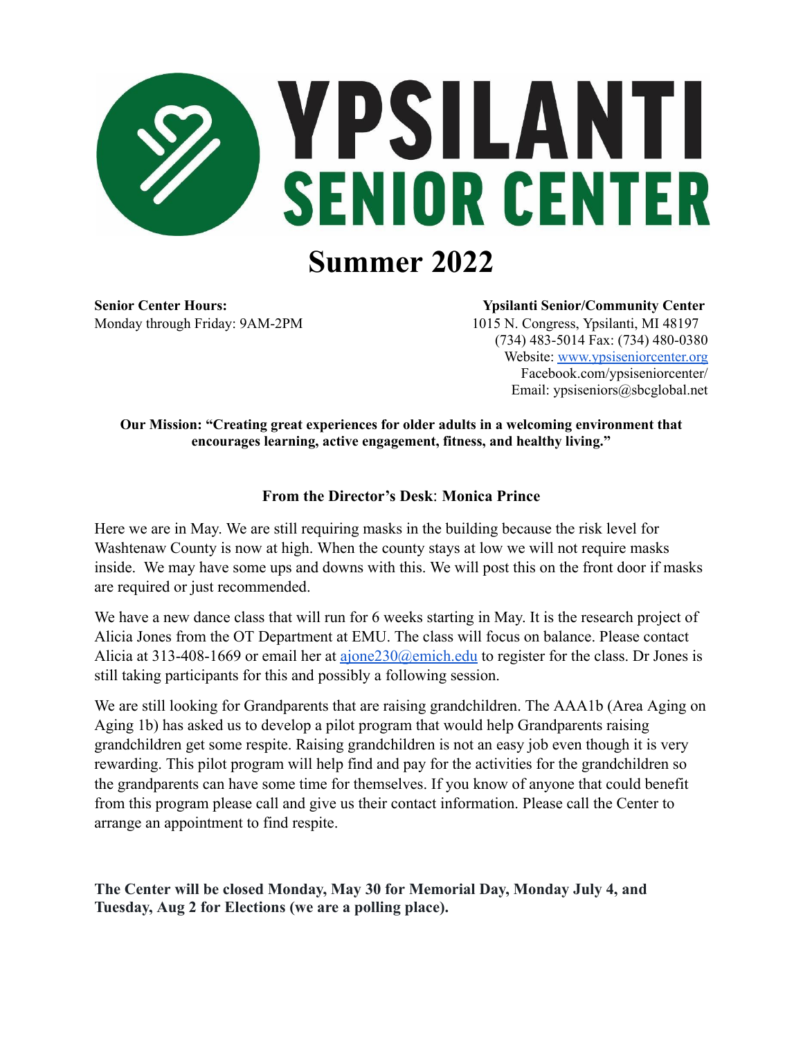# YPSILANTI SENIOR CENTER

# Summer 2022

**Senior Center Hours:**
Monday through Friday: 9AM-2PM

**Ypsilanti Senior/Community Center**
1015 N. Congress, Ypsilanti, MI 48197
(734) 483-5014 Fax: (734) 480-0380
Website: www.ypsiseniorcenter.org
Facebook.com/ypsiseniorcenter/
Email: ypsiseniors@sbcglobal.net

**Our Mission: "Creating great experiences for older adults in a welcoming environment that encourages learning, active engagement, fitness, and healthy living."**

## From the Director's Desk: Monica Prince

Here we are in May. We are still requiring masks in the building because the risk level for Washtenaw County is now at high. When the county stays at low we will not require masks inside. We may have some ups and downs with this. We will post this on the front door if masks are required or just recommended.

We have a new dance class that will run for 6 weeks starting in May. It is the research project of Alicia Jones from the OT Department at EMU. The class will focus on balance. Please contact Alicia at 313-408-1669 or email her at ajone230@emich.edu to register for the class. Dr Jones is still taking participants for this and possibly a following session.

We are still looking for Grandparents that are raising grandchildren. The AAA1b (Area Aging on Aging 1b) has asked us to develop a pilot program that would help Grandparents raising grandchildren get some respite. Raising grandchildren is not an easy job even though it is very rewarding. This pilot program will help find and pay for the activities for the grandchildren so the grandparents can have some time for themselves. If you know of anyone that could benefit from this program please call and give us their contact information. Please call the Center to arrange an appointment to find respite.

**The Center will be closed Monday, May 30 for Memorial Day, Monday July 4, and Tuesday, Aug 2 for Elections (we are a polling place).**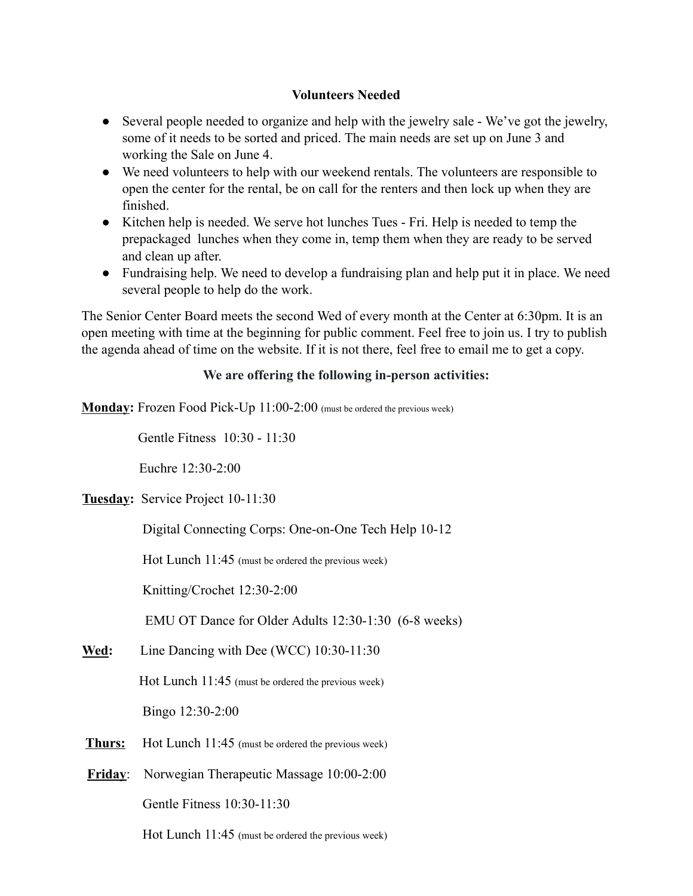**Volunteers Needed**

- Several people needed to organize and help with the jewelry sale - We've got the jewelry, some of it needs to be sorted and priced. The main needs are set up on June 3 and working the Sale on June 4.
- We need volunteers to help with our weekend rentals. The volunteers are responsible to open the center for the rental, be on call for the renters and then lock up when they are finished.
- Kitchen help is needed. We serve hot lunches Tues - Fri. Help is needed to temp the prepackaged lunches when they come in, temp them when they are ready to be served and clean up after.
- Fundraising help. We need to develop a fundraising plan and help put it in place. We need several people to help do the work.

The Senior Center Board meets the second Wed of every month at the Center at 6:30pm. It is an open meeting with time at the beginning for public comment. Feel free to join us. I try to publish the agenda ahead of time on the website. If it is not there, feel free to email me to get a copy.

**We are offering the following in-person activities:**

**Monday:** Frozen Food Pick-Up 11:00-2:00 (must be ordered the previous week)

Gentle Fitness 10:30 - 11:30

Euchre 12:30-2:00

**Tuesday:** Service Project 10-11:30

Digital Connecting Corps: One-on-One Tech Help 10-12

Hot Lunch 11:45 (must be ordered the previous week)

Knitting/Crochet 12:30-2:00

EMU OT Dance for Older Adults 12:30-1:30 (6-8 weeks)

**Wed:** Line Dancing with Dee (WCC) 10:30-11:30

Hot Lunch 11:45 (must be ordered the previous week)

Bingo 12:30-2:00

**Thurs:** Hot Lunch 11:45 (must be ordered the previous week)

**Friday**: Norwegian Therapeutic Massage 10:00-2:00

Gentle Fitness 10:30-11:30

Hot Lunch 11:45 (must be ordered the previous week)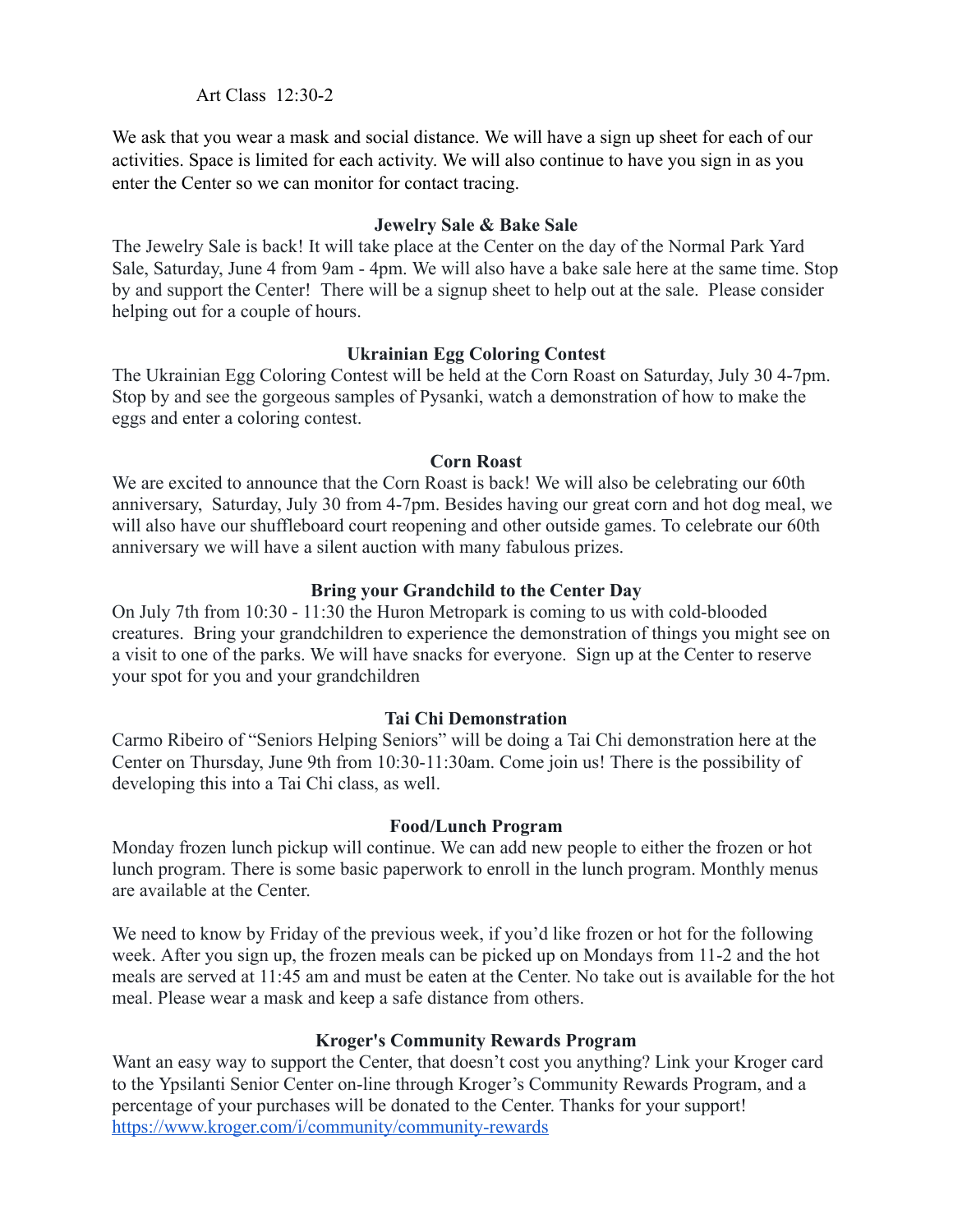Art Class 12:30-2

We ask that you wear a mask and social distance. We will have a sign up sheet for each of our activities. Space is limited for each activity. We will also continue to have you sign in as you enter the Center so we can monitor for contact tracing.

**Jewelry Sale & Bake Sale**

The Jewelry Sale is back! It will take place at the Center on the day of the Normal Park Yard Sale, Saturday, June 4 from 9am - 4pm. We will also have a bake sale here at the same time. Stop by and support the Center! There will be a signup sheet to help out at the sale. Please consider helping out for a couple of hours.

**Ukrainian Egg Coloring Contest**

The Ukrainian Egg Coloring Contest will be held at the Corn Roast on Saturday, July 30 4-7pm. Stop by and see the gorgeous samples of Pysanki, watch a demonstration of how to make the eggs and enter a coloring contest.

**Corn Roast**

We are excited to announce that the Corn Roast is back! We will also be celebrating our 60th anniversary, Saturday, July 30 from 4-7pm. Besides having our great corn and hot dog meal, we will also have our shuffleboard court reopening and other outside games. To celebrate our 60th anniversary we will have a silent auction with many fabulous prizes.

**Bring your Grandchild to the Center Day**

On July 7th from 10:30 - 11:30 the Huron Metropark is coming to us with cold-blooded creatures. Bring your grandchildren to experience the demonstration of things you might see on a visit to one of the parks. We will have snacks for everyone. Sign up at the Center to reserve your spot for you and your grandchildren

**Tai Chi Demonstration**

Carmo Ribeiro of "Seniors Helping Seniors" will be doing a Tai Chi demonstration here at the Center on Thursday, June 9th from 10:30-11:30am. Come join us! There is the possibility of developing this into a Tai Chi class, as well.

**Food/Lunch Program**

Monday frozen lunch pickup will continue. We can add new people to either the frozen or hot lunch program. There is some basic paperwork to enroll in the lunch program. Monthly menus are available at the Center.

We need to know by Friday of the previous week, if you'd like frozen or hot for the following week. After you sign up, the frozen meals can be picked up on Mondays from 11-2 and the hot meals are served at 11:45 am and must be eaten at the Center. No take out is available for the hot meal. Please wear a mask and keep a safe distance from others.

**Kroger's Community Rewards Program**

Want an easy way to support the Center, that doesn't cost you anything? Link your Kroger card to the Ypsilanti Senior Center on-line through Kroger's Community Rewards Program, and a percentage of your purchases will be donated to the Center. Thanks for your support!
https://www.kroger.com/i/community/community-rewards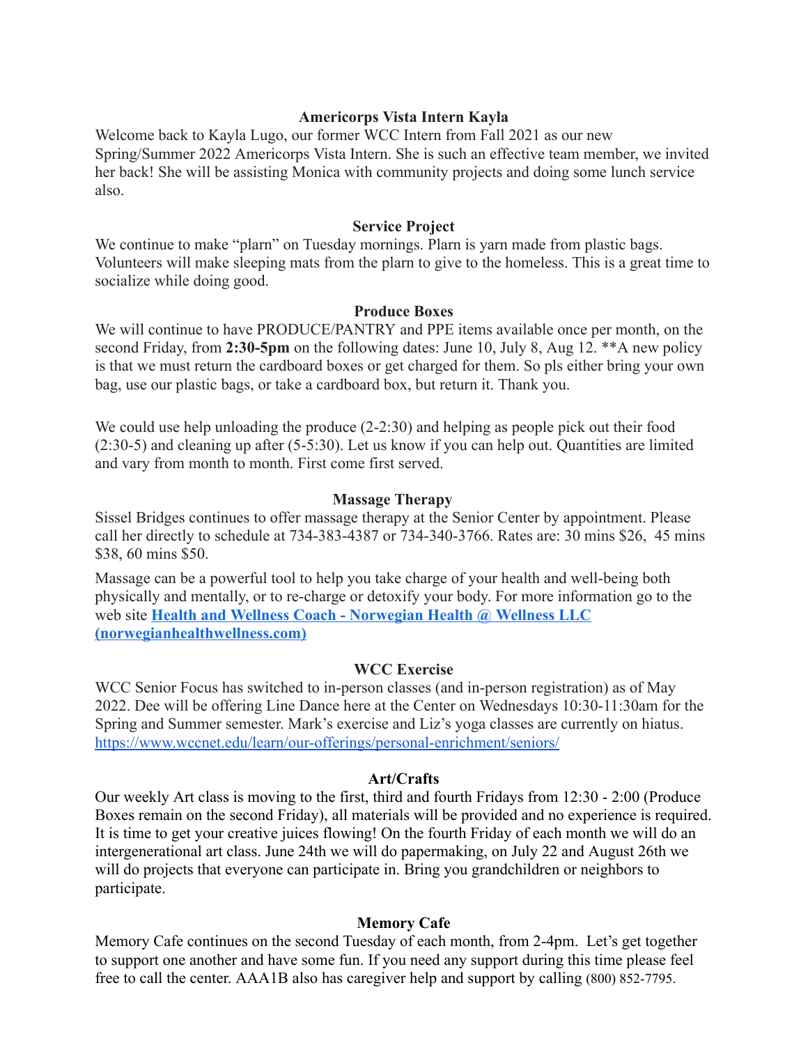## Americorps Vista Intern Kayla

Welcome back to Kayla Lugo, our former WCC Intern from Fall 2021 as our new Spring/Summer 2022 Americorps Vista Intern. She is such an effective team member, we invited her back! She will be assisting Monica with community projects and doing some lunch service also.

## Service Project

We continue to make "plarn" on Tuesday mornings. Plarn is yarn made from plastic bags. Volunteers will make sleeping mats from the plarn to give to the homeless. This is a great time to socialize while doing good.

## Produce Boxes

We will continue to have PRODUCE/PANTRY and PPE items available once per month, on the second Friday, from **2:30-5pm** on the following dates: June 10, July 8, Aug 12. **A new policy is that we must return the cardboard boxes or get charged for them. So pls either bring your own bag, use our plastic bags, or take a cardboard box, but return it. Thank you.

We could use help unloading the produce (2-2:30) and helping as people pick out their food (2:30-5) and cleaning up after (5-5:30). Let us know if you can help out. Quantities are limited and vary from month to month. First come first served.

## Massage Therapy

Sissel Bridges continues to offer massage therapy at the Senior Center by appointment. Please call her directly to schedule at 734-383-4387 or 734-340-3766. Rates are: 30 mins $26, 45 mins $38, 60 mins $50.

Massage can be a powerful tool to help you take charge of your health and well-being both physically and mentally, or to re-charge or detoxify your body. For more information go to the web site **[Health and Wellness Coach - Norwegian Health @ Wellness LLC (norwegianhealthwellness.com)](norwegianhealthwellness.com)**

## WCC Exercise

WCC Senior Focus has switched to in-person classes (and in-person registration) as of May 2022. Dee will be offering Line Dance here at the Center on Wednesdays 10:30-11:30am for the Spring and Summer semester. Mark's exercise and Liz's yoga classes are currently on hiatus. https://www.wccnet.edu/learn/our-offerings/personal-enrichment/seniors/

## Art/Crafts

Our weekly Art class is moving to the first, third and fourth Fridays from 12:30 - 2:00 (Produce Boxes remain on the second Friday), all materials will be provided and no experience is required. It is time to get your creative juices flowing! On the fourth Friday of each month we will do an intergenerational art class. June 24th we will do papermaking, on July 22 and August 26th we will do projects that everyone can participate in. Bring you grandchildren or neighbors to participate.

## Memory Cafe

Memory Cafe continues on the second Tuesday of each month, from 2-4pm. Let's get together to support one another and have some fun. If you need any support during this time please feel free to call the center. AAA1B also has caregiver help and support by calling (800) 852-7795.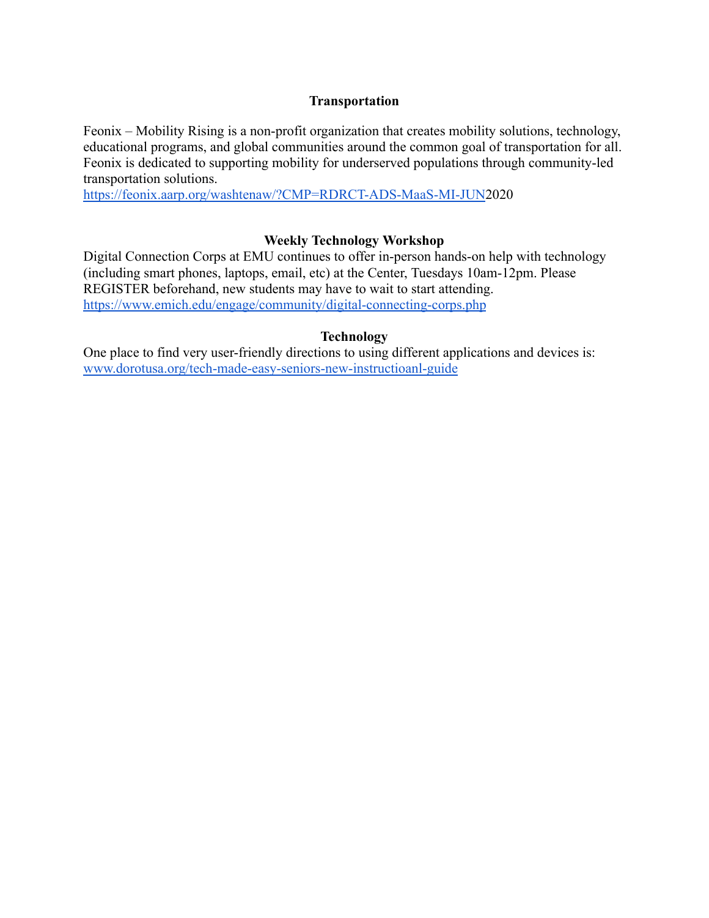**Transportation**

Feonix – Mobility Rising is a non-profit organization that creates mobility solutions, technology, educational programs, and global communities around the common goal of transportation for all. Feonix is dedicated to supporting mobility for underserved populations through community-led transportation solutions.
[https://feonix.aarp.org/washtenaw/?CMP=RDRCT-ADS-MaaS-MI-JUN](https://feonix.aarp.org/washtenaw/?CMP=RDRCT-ADS-MaaS-MI-JUN)2020

**Weekly Technology Workshop**

Digital Connection Corps at EMU continues to offer in-person hands-on help with technology (including smart phones, laptops, email, etc) at the Center, Tuesdays 10am-12pm. Please REGISTER beforehand, new students may have to wait to start attending.
[https://www.emich.edu/engage/community/digital-connecting-corps.php](https://www.emich.edu/engage/community/digital-connecting-corps.php)

**Technology**

One place to find very user-friendly directions to using different applications and devices is:
[www.dorotusa.org/tech-made-easy-seniors-new-instructioanl-guide](www.dorotusa.org/tech-made-easy-seniors-new-instructioanl-guide)